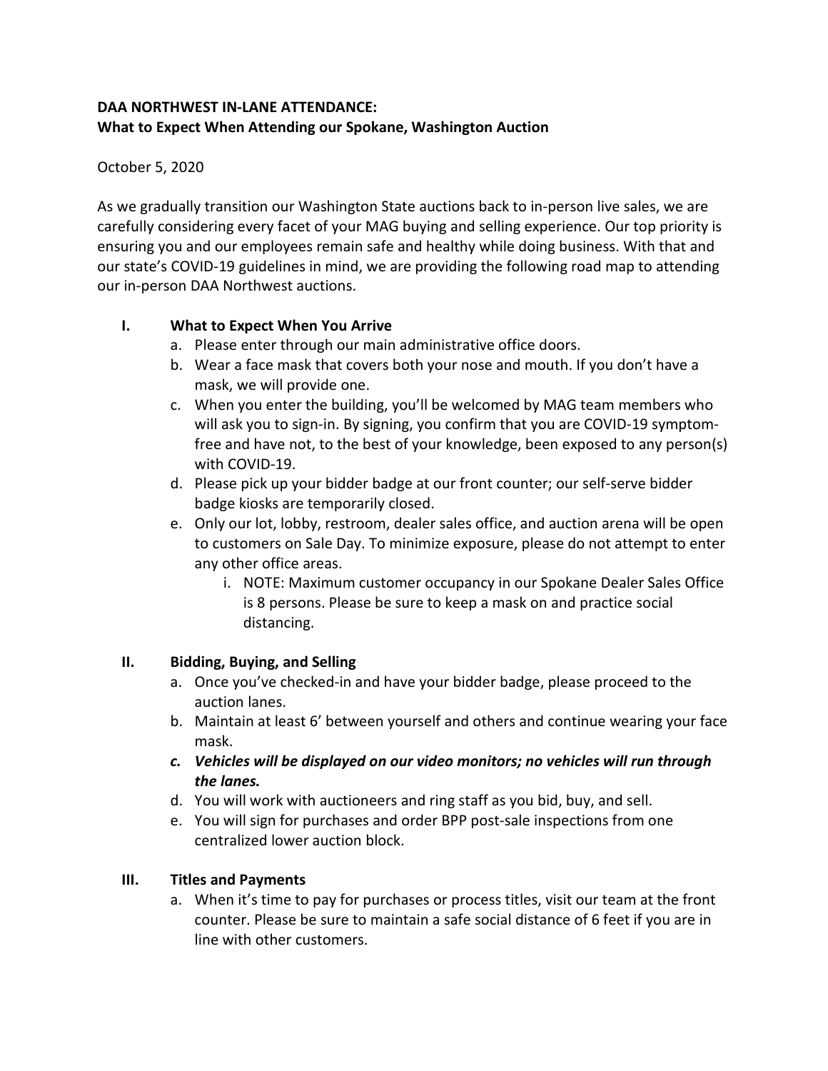**DAA NORTHWEST IN-LANE ATTENDANCE:**
**What to Expect When Attending our Spokane, Washington Auction**

October 5, 2020

As we gradually transition our Washington State auctions back to in-person live sales, we are carefully considering every facet of your MAG buying and selling experience. Our top priority is ensuring you and our employees remain safe and healthy while doing business. With that and our state's COVID-19 guidelines in mind, we are providing the following road map to attending our in-person DAA Northwest auctions.

## I. What to Expect When You Arrive

a. Please enter through our main administrative office doors.

b. Wear a face mask that covers both your nose and mouth. If you don't have a mask, we will provide one.

c. When you enter the building, you'll be welcomed by MAG team members who will ask you to sign-in. By signing, you confirm that you are COVID-19 symptom-free and have not, to the best of your knowledge, been exposed to any person(s) with COVID-19.

d. Please pick up your bidder badge at our front counter; our self-serve bidder badge kiosks are temporarily closed.

e. Only our lot, lobby, restroom, dealer sales office, and auction arena will be open to customers on Sale Day. To minimize exposure, please do not attempt to enter any other office areas.

   i. NOTE: Maximum customer occupancy in our Spokane Dealer Sales Office is 8 persons. Please be sure to keep a mask on and practice social distancing.

## II. Bidding, Buying, and Selling

a. Once you've checked-in and have your bidder badge, please proceed to the auction lanes.

b. Maintain at least 6' between yourself and others and continue wearing your face mask.

***c. Vehicles will be displayed on our video monitors; no vehicles will run through the lanes.***

d. You will work with auctioneers and ring staff as you bid, buy, and sell.

e. You will sign for purchases and order BPP post-sale inspections from one centralized lower auction block.

## III. Titles and Payments

a. When it's time to pay for purchases or process titles, visit our team at the front counter. Please be sure to maintain a safe social distance of 6 feet if you are in line with other customers.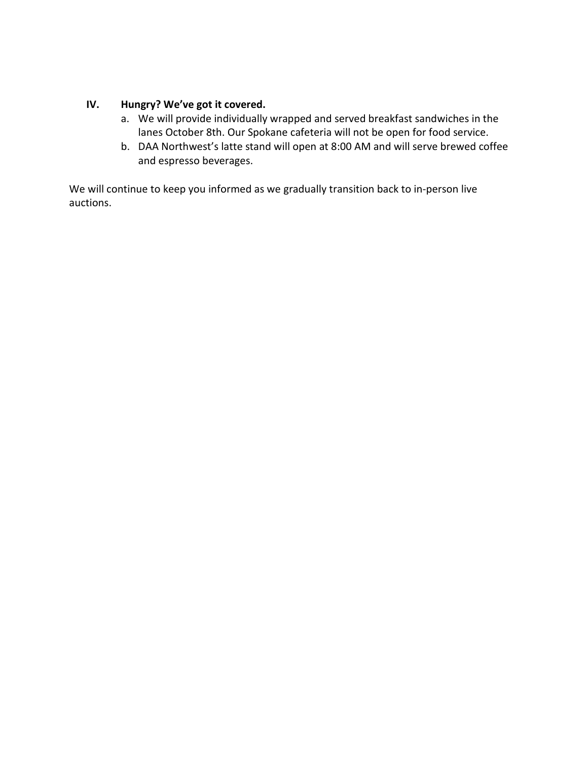## IV. Hungry? We've got it covered.

a. We will provide individually wrapped and served breakfast sandwiches in the lanes October 8th. Our Spokane cafeteria will not be open for food service.
b. DAA Northwest's latte stand will open at 8:00 AM and will serve brewed coffee and espresso beverages.

We will continue to keep you informed as we gradually transition back to in-person live auctions.